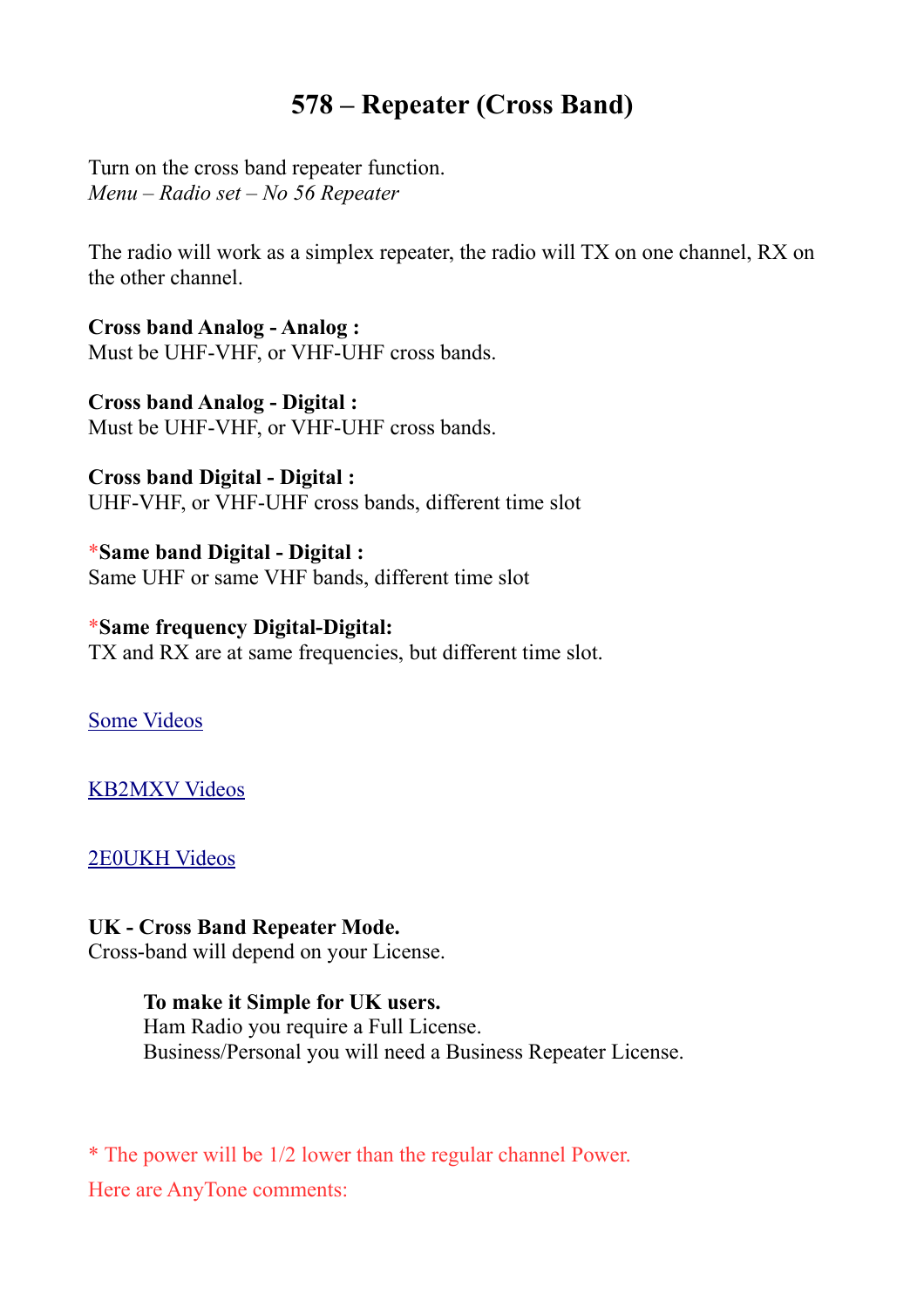# 578 – Repeater (Cross Band)

Turn on the cross band repeater function.
*Menu – Radio set – No 56 Repeater*

The radio will work as a simplex repeater, the radio will TX on one channel, RX on the other channel.

**Cross band Analog - Analog :**
Must be UHF-VHF, or VHF-UHF cross bands.

**Cross band Analog - Digital :**
Must be UHF-VHF, or VHF-UHF cross bands.

**Cross band Digital - Digital :**
UHF-VHF, or VHF-UHF cross bands, different time slot

*​**Same band Digital - Digital :**
Same UHF or same VHF bands, different time slot

*​**Same frequency Digital-Digital:**
TX and RX are at same frequencies, but different time slot.

[Some Videos]

[KB2MXV Videos]

[2E0UKH Videos]

**UK - Cross Band Repeater Mode.**
Cross-band will depend on your License.

> **To make it Simple for UK users.**
> Ham Radio you require a Full License.
> Business/Personal you will need a Business Repeater License.

* The power will be 1/2 lower than the regular channel Power.

Here are AnyTone comments: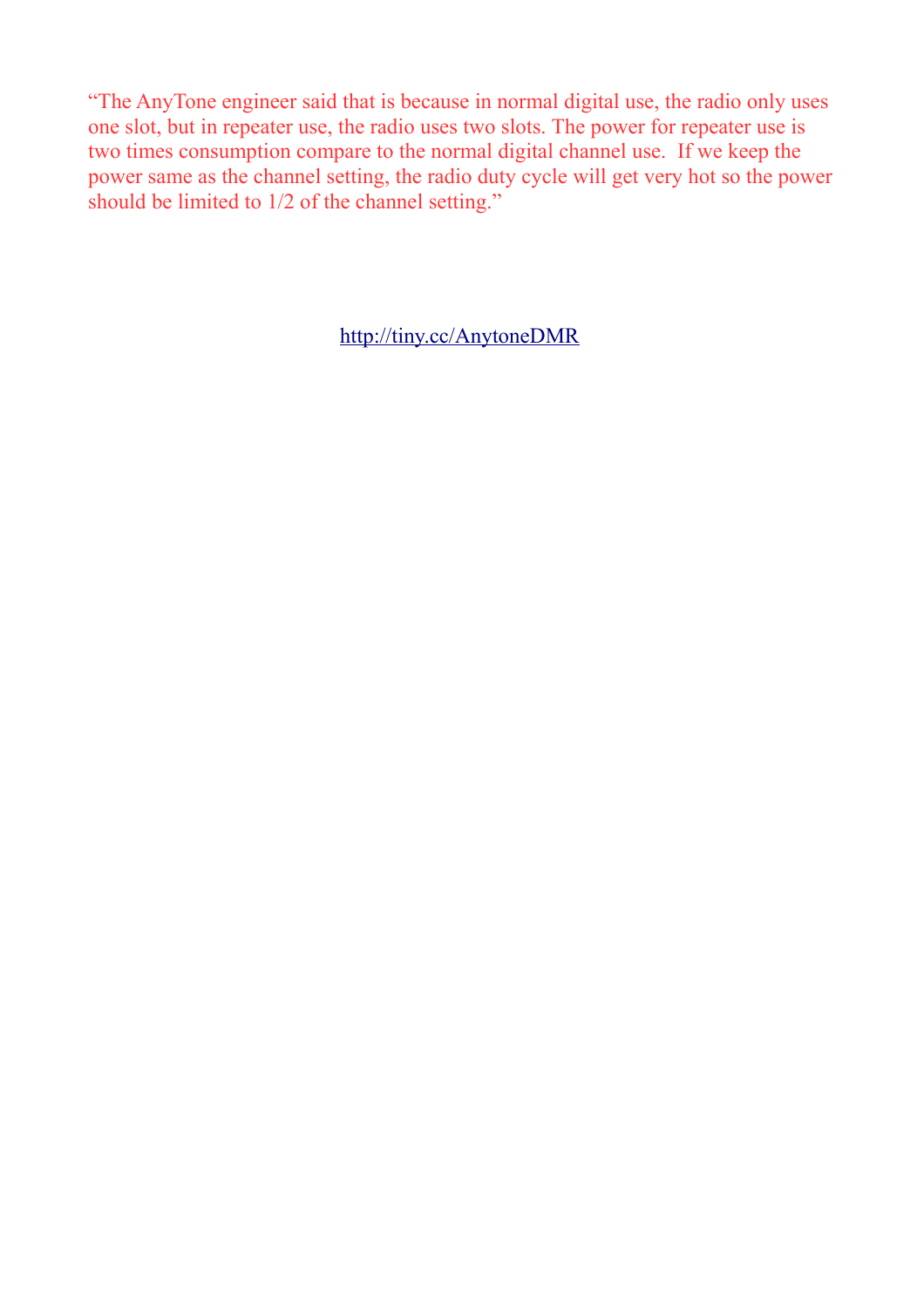“The AnyTone engineer said that is because in normal digital use, the radio only uses one slot, but in repeater use, the radio uses two slots. The power for repeater use is two times consumption compare to the normal digital channel use.  If we keep the power same as the channel setting, the radio duty cycle will get very hot so the power should be limited to 1/2 of the channel setting.”

[http://tiny.cc/AnytoneDMR](http://tiny.cc/AnytoneDMR)